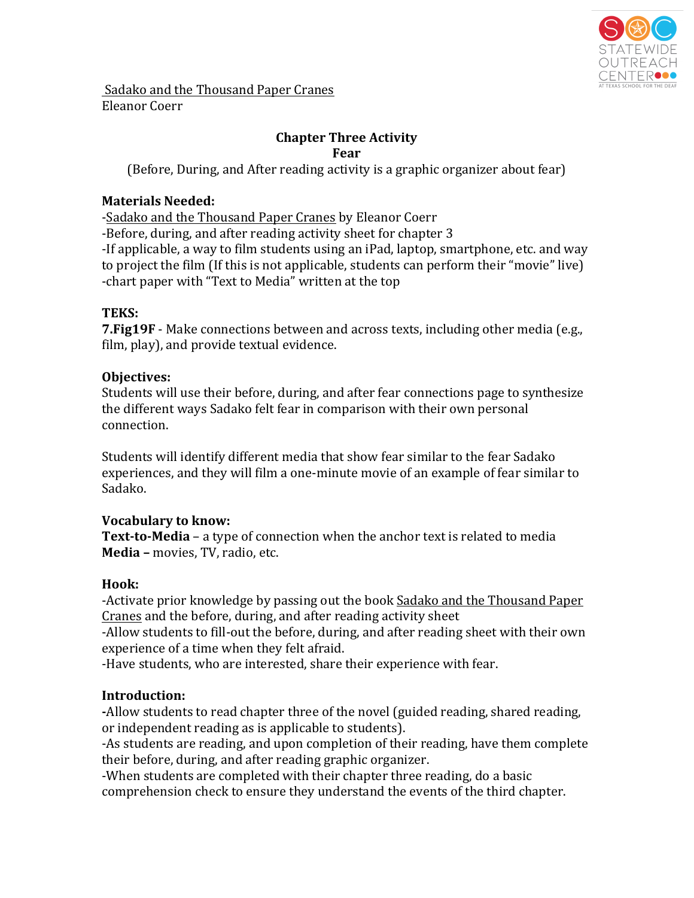Sadako and the Thousand Paper Cranes

Eleanor Coerr

## Chapter Three Activity

### Fear

(Before, During, and After reading activity is a graphic organizer about fear)

**Materials Needed:**

-Sadako and the Thousand Paper Cranes by Eleanor Coerr

-Before, during, and after reading activity sheet for chapter 3

-If applicable, a way to film students using an iPad, laptop, smartphone, etc. and way to project the film (If this is not applicable, students can perform their "movie" live)

-chart paper with "Text to Media" written at the top

**TEKS:**

**7.Fig19F** - Make connections between and across texts, including other media (e.g., film, play), and provide textual evidence.

**Objectives:**

Students will use their before, during, and after fear connections page to synthesize the different ways Sadako felt fear in comparison with their own personal connection.

Students will identify different media that show fear similar to the fear Sadako experiences, and they will film a one-minute movie of an example of fear similar to Sadako.

**Vocabulary to know:**

**Text-to-Media** – a type of connection when the anchor text is related to media

**Media –** movies, TV, radio, etc.

**Hook:**

-Activate prior knowledge by passing out the book Sadako and the Thousand Paper Cranes and the before, during, and after reading activity sheet

-Allow students to fill-out the before, during, and after reading sheet with their own experience of a time when they felt afraid.

-Have students, who are interested, share their experience with fear.

**Introduction:**

-Allow students to read chapter three of the novel (guided reading, shared reading, or independent reading as is applicable to students).

-As students are reading, and upon completion of their reading, have them complete their before, during, and after reading graphic organizer.

-When students are completed with their chapter three reading, do a basic comprehension check to ensure they understand the events of the third chapter.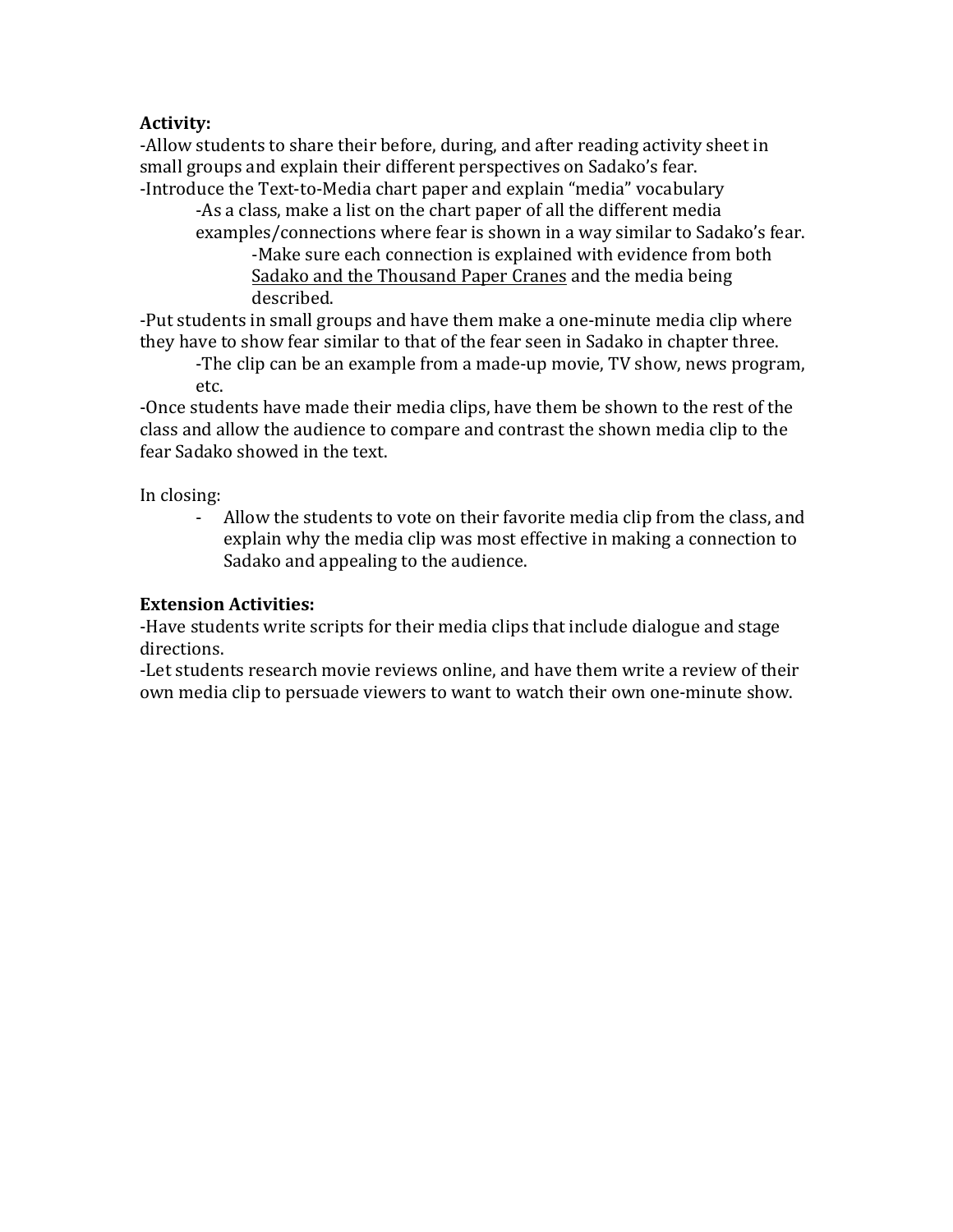**Activity:**

-Allow students to share their before, during, and after reading activity sheet in small groups and explain their different perspectives on Sadako's fear.

-Introduce the Text-to-Media chart paper and explain "media" vocabulary

- -As a class, make a list on the chart paper of all the different media examples/connections where fear is shown in a way similar to Sadako's fear.
  - -Make sure each connection is explained with evidence from both <u>Sadako and the Thousand Paper Cranes</u> and the media being described.

-Put students in small groups and have them make a one-minute media clip where they have to show fear similar to that of the fear seen in Sadako in chapter three.

- -The clip can be an example from a made-up movie, TV show, news program, etc.

-Once students have made their media clips, have them be shown to the rest of the class and allow the audience to compare and contrast the shown media clip to the fear Sadako showed in the text.

In closing:

- Allow the students to vote on their favorite media clip from the class, and explain why the media clip was most effective in making a connection to Sadako and appealing to the audience.

**Extension Activities:**

-Have students write scripts for their media clips that include dialogue and stage directions.

-Let students research movie reviews online, and have them write a review of their own media clip to persuade viewers to want to watch their own one-minute show.